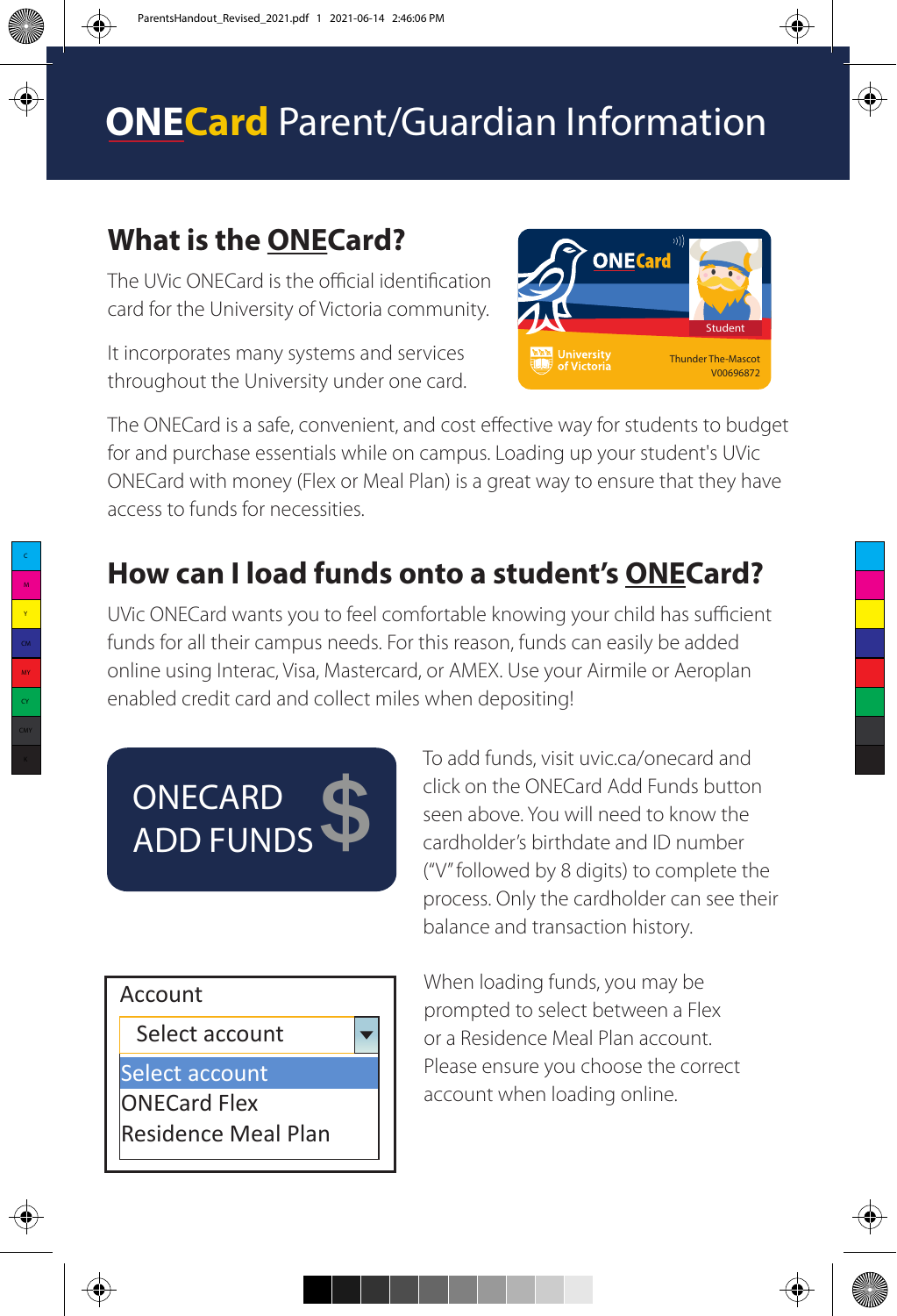# ONECard Parent/Guardian Information

## What is the ONECard?

The UVic ONECard is the official identification card for the University of Victoria community.

It incorporates many systems and services throughout the University under one card.

The ONECard is a safe, convenient, and cost effective way for students to budget for and purchase essentials while on campus. Loading up your student's UVic ONECard with money (Flex or Meal Plan) is a great way to ensure that they have access to funds for necessities.

## How can I load funds onto a student's ONECard?

UVic ONECard wants you to feel comfortable knowing your child has sufficient funds for all their campus needs. For this reason, funds can easily be added online using Interac, Visa, Mastercard, or AMEX. Use your Airmile or Aeroplan enabled credit card and collect miles when depositing!

ONECARD ADD FUNDS $

To add funds, visit uvic.ca/onecard and click on the ONECard Add Funds button seen above. You will need to know the cardholder's birthdate and ID number ("V" followed by 8 digits) to complete the process. Only the cardholder can see their balance and transaction history.

Account
- Select account
- ONECard Flex
- Residence Meal Plan

When loading funds, you may be prompted to select between a Flex or a Residence Meal Plan account. Please ensure you choose the correct account when loading online.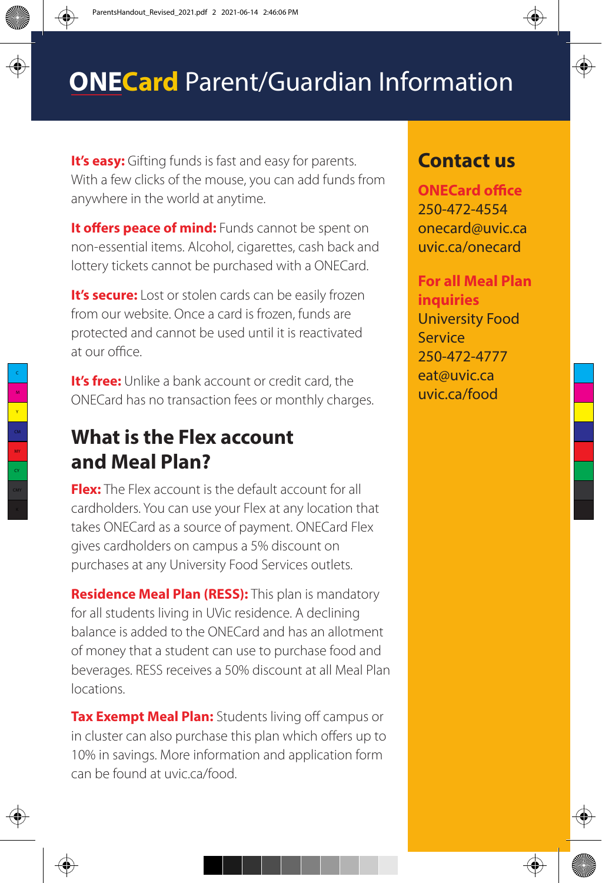# ONECard Parent/Guardian Information

**It's easy:** Gifting funds is fast and easy for parents. With a few clicks of the mouse, you can add funds from anywhere in the world at anytime.

**It offers peace of mind:** Funds cannot be spent on non-essential items. Alcohol, cigarettes, cash back and lottery tickets cannot be purchased with a ONECard.

**It's secure:** Lost or stolen cards can be easily frozen from our website. Once a card is frozen, funds are protected and cannot be used until it is reactivated at our office.

**It's free:** Unlike a bank account or credit card, the ONECard has no transaction fees or monthly charges.

## What is the Flex account and Meal Plan?

**Flex:** The Flex account is the default account for all cardholders. You can use your Flex at any location that takes ONECard as a source of payment. ONECard Flex gives cardholders on campus a 5% discount on purchases at any University Food Services outlets.

**Residence Meal Plan (RESS):** This plan is mandatory for all students living in UVic residence. A declining balance is added to the ONECard and has an allotment of money that a student can use to purchase food and beverages. RESS receives a 50% discount at all Meal Plan locations.

**Tax Exempt Meal Plan:** Students living off campus or in cluster can also purchase this plan which offers up to 10% in savings. More information and application form can be found at uvic.ca/food.

## Contact us

**ONECard office**
250-472-4554
onecard@uvic.ca
uvic.ca/onecard

**For all Meal Plan inquiries**
University Food Service
250-472-4777
eat@uvic.ca
uvic.ca/food